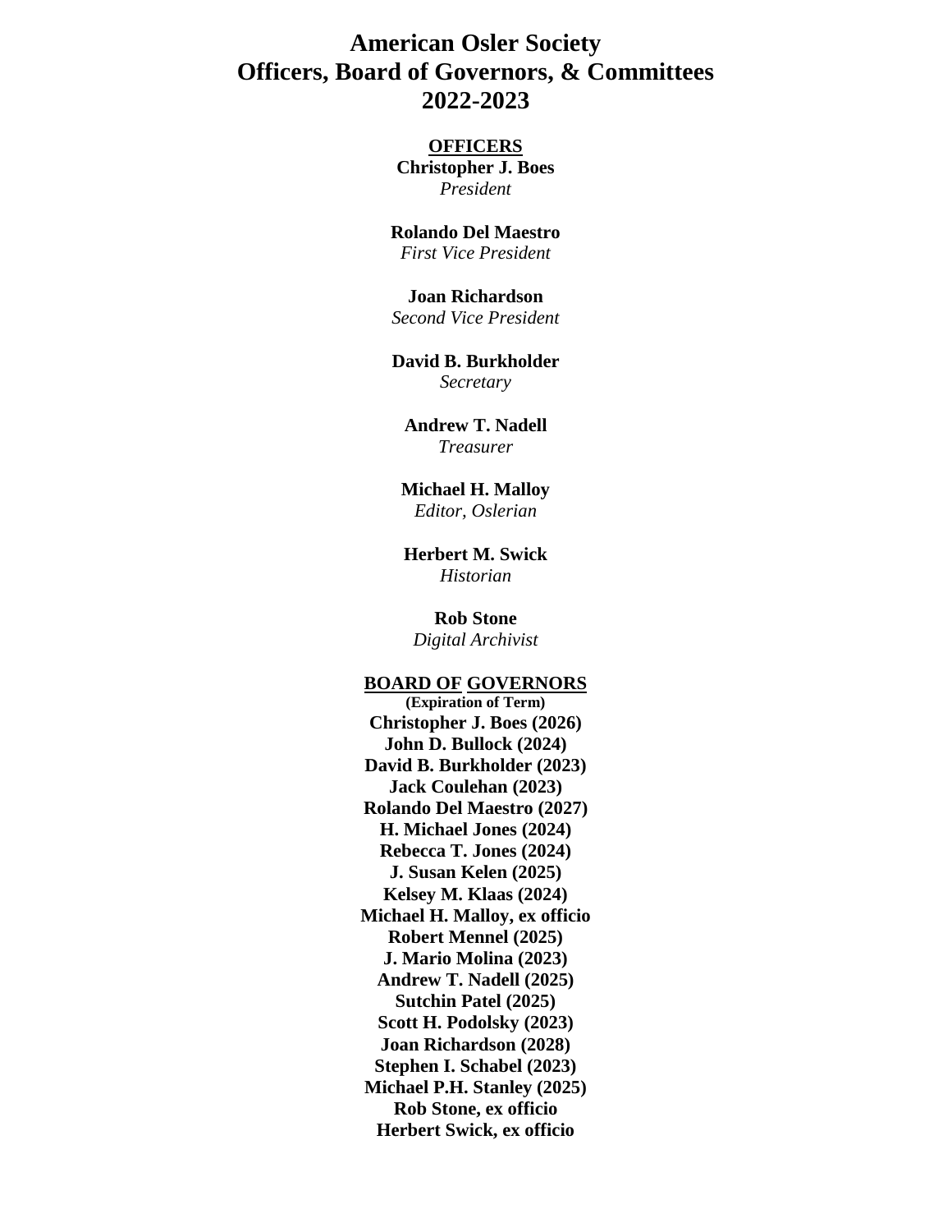# American Osler Society
# Officers, Board of Governors, & Committees
# 2022-2023

## OFFICERS

**Christopher J. Boes**
*President*

**Rolando Del Maestro**
*First Vice President*

**Joan Richardson**
*Second Vice President*

**David B. Burkholder**
*Secretary*

**Andrew T. Nadell**
*Treasurer*

**Michael H. Malloy**
*Editor, Oslerian*

**Herbert M. Swick**
*Historian*

**Rob Stone**
*Digital Archivist*

## BOARD OF GOVERNORS

**(Expiration of Term)**

**Christopher J. Boes (2026)**
**John D. Bullock (2024)**
**David B. Burkholder (2023)**
**Jack Coulehan (2023)**
**Rolando Del Maestro (2027)**
**H. Michael Jones (2024)**
**Rebecca T. Jones (2024)**
**J. Susan Kelen (2025)**
**Kelsey M. Klaas (2024)**
**Michael H. Malloy, ex officio**
**Robert Mennel (2025)**
**J. Mario Molina (2023)**
**Andrew T. Nadell (2025)**
**Sutchin Patel (2025)**
**Scott H. Podolsky (2023)**
**Joan Richardson (2028)**
**Stephen I. Schabel (2023)**
**Michael P.H. Stanley (2025)**
**Rob Stone, ex officio**
**Herbert Swick, ex officio**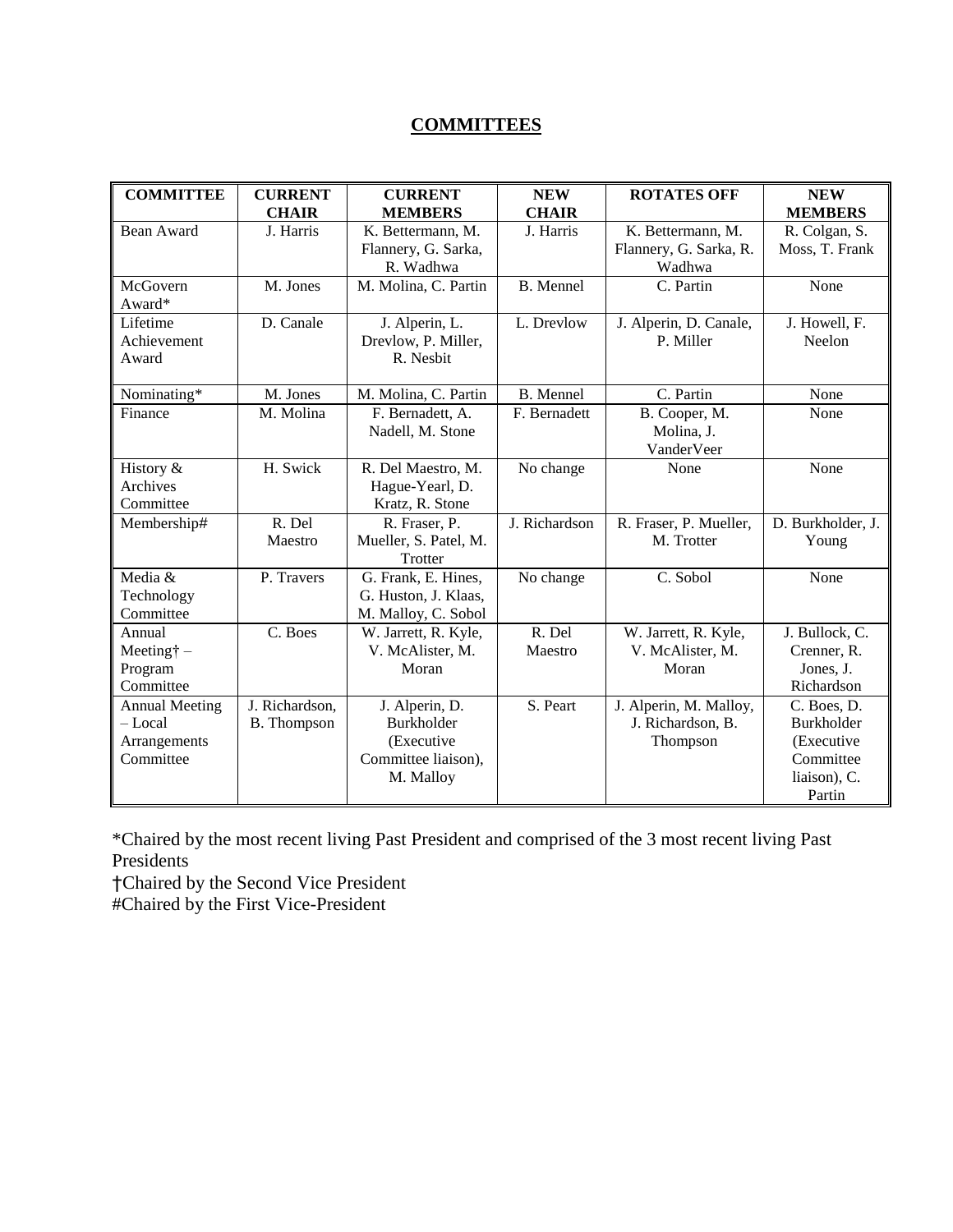## COMMITTEES

| COMMITTEE | CURRENT CHAIR | CURRENT MEMBERS | NEW CHAIR | ROTATES OFF | NEW MEMBERS |
|---|---|---|---|---|---|
| Bean Award | J. Harris | K. Bettermann, M. Flannery, G. Sarka, R. Wadhwa | J. Harris | K. Bettermann, M. Flannery, G. Sarka, R. Wadhwa | R. Colgan, S. Moss, T. Frank |
| McGovern Award* | M. Jones | M. Molina, C. Partin | B. Mennel | C. Partin | None |
| Lifetime Achievement Award | D. Canale | J. Alperin, L. Drevlow, P. Miller, R. Nesbit | L. Drevlow | J. Alperin, D. Canale, P. Miller | J. Howell, F. Neelon |
| Nominating* | M. Jones | M. Molina, C. Partin | B. Mennel | C. Partin | None |
| Finance | M. Molina | F. Bernadett, A. Nadell, M. Stone | F. Bernadett | B. Cooper, M. Molina, J. VanderVeer | None |
| History & Archives Committee | H. Swick | R. Del Maestro, M. Hague-Yearl, D. Kratz, R. Stone | No change | None | None |
| Membership# | R. Del Maestro | R. Fraser, P. Mueller, S. Patel, M. Trotter | J. Richardson | R. Fraser, P. Mueller, M. Trotter | D. Burkholder, J. Young |
| Media & Technology Committee | P. Travers | G. Frank, E. Hines, G. Huston, J. Klaas, M. Malloy, C. Sobol | No change | C. Sobol | None |
| Annual Meeting† – Program Committee | C. Boes | W. Jarrett, R. Kyle, V. McAlister, M. Moran | R. Del Maestro | W. Jarrett, R. Kyle, V. McAlister, M. Moran | J. Bullock, C. Crenner, R. Jones, J. Richardson |
| Annual Meeting – Local Arrangements Committee | J. Richardson, B. Thompson | J. Alperin, D. Burkholder (Executive Committee liaison), M. Malloy | S. Peart | J. Alperin, M. Malloy, J. Richardson, B. Thompson | C. Boes, D. Burkholder (Executive Committee liaison), C. Partin |

*Chaired by the most recent living Past President and comprised of the 3 most recent living Past Presidents

†Chaired by the Second Vice President

#Chaired by the First Vice-President